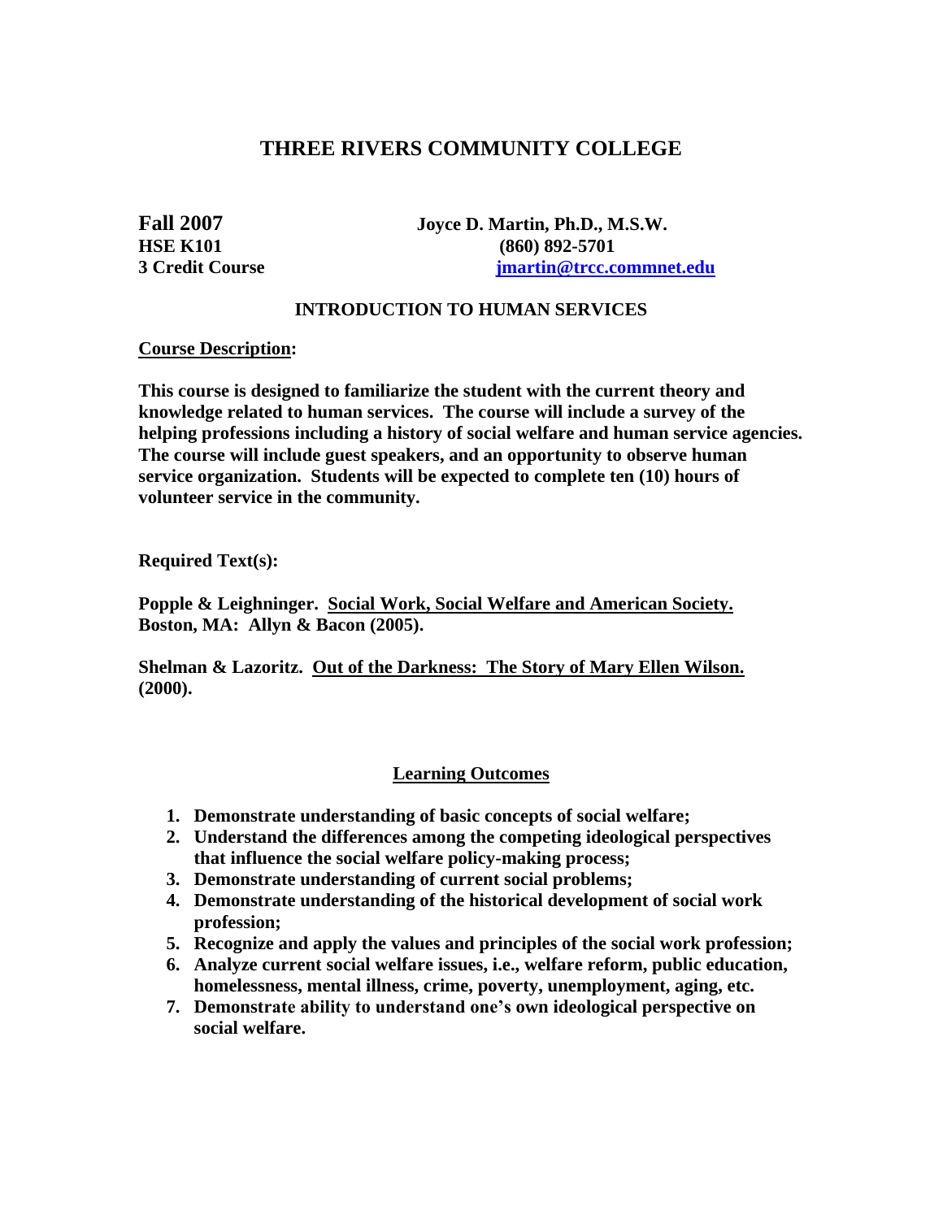# THREE RIVERS COMMUNITY COLLEGE

**Fall 2007** **Joyce D. Martin, Ph.D., M.S.W.**
**HSE K101** **(860) 892-5701**
**3 Credit Course** **[jmartin@trcc.commnet.edu](mailto:jmartin@trcc.commnet.edu)**

## INTRODUCTION TO HUMAN SERVICES

**Course Description:**

**This course is designed to familiarize the student with the current theory and knowledge related to human services. The course will include a survey of the helping professions including a history of social welfare and human service agencies. The course will include guest speakers, and an opportunity to observe human service organization. Students will be expected to complete ten (10) hours of volunteer service in the community.**

**Required Text(s):**

**Popple & Leighninger. Social Work, Social Welfare and American Society. Boston, MA: Allyn & Bacon (2005).**

**Shelman & Lazoritz. Out of the Darkness: The Story of Mary Ellen Wilson. (2000).**

## Learning Outcomes

1. **Demonstrate understanding of basic concepts of social welfare;**
2. **Understand the differences among the competing ideological perspectives that influence the social welfare policy-making process;**
3. **Demonstrate understanding of current social problems;**
4. **Demonstrate understanding of the historical development of social work profession;**
5. **Recognize and apply the values and principles of the social work profession;**
6. **Analyze current social welfare issues, i.e., welfare reform, public education, homelessness, mental illness, crime, poverty, unemployment, aging, etc.**
7. **Demonstrate ability to understand one's own ideological perspective on social welfare.**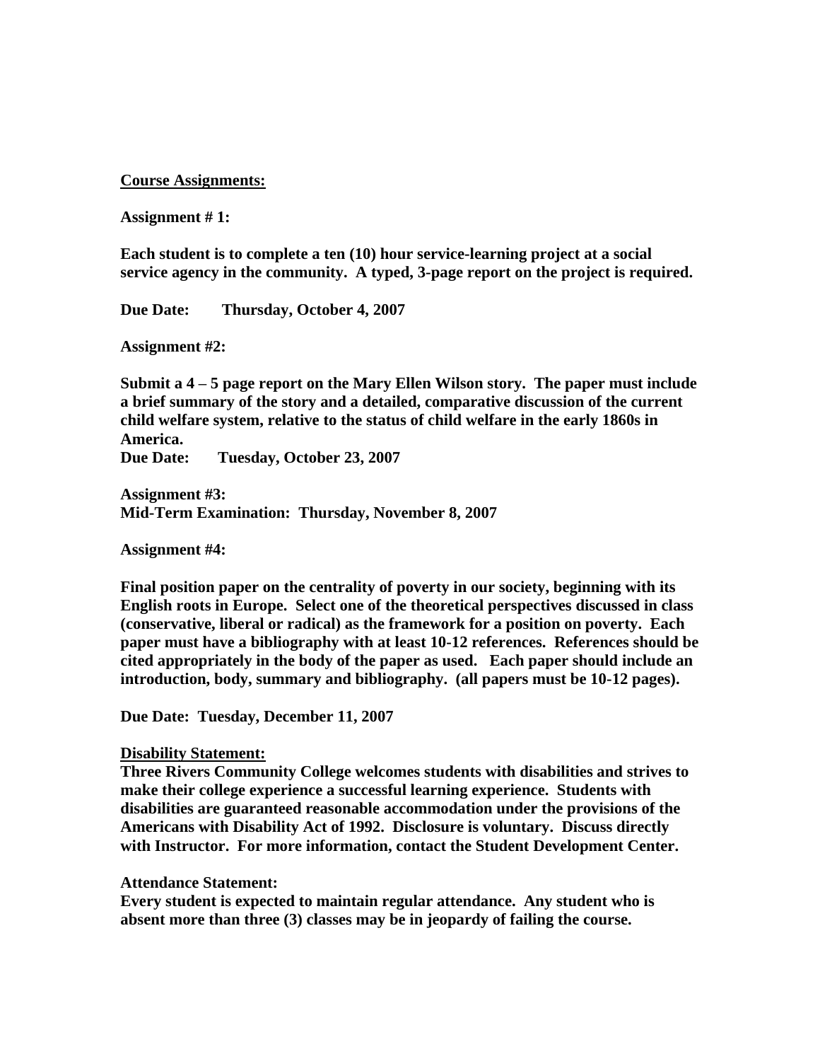**<u>Course Assignments:</u>**

**Assignment # 1:**

**Each student is to complete a ten (10) hour service-learning project at a social service agency in the community. A typed, 3-page report on the project is required.**

**Due Date: Thursday, October 4, 2007**

**Assignment #2:**

**Submit a 4 – 5 page report on the Mary Ellen Wilson story. The paper must include a brief summary of the story and a detailed, comparative discussion of the current child welfare system, relative to the status of child welfare in the early 1860s in America.**
**Due Date: Tuesday, October 23, 2007**

**Assignment #3:**
**Mid-Term Examination: Thursday, November 8, 2007**

**Assignment #4:**

**Final position paper on the centrality of poverty in our society, beginning with its English roots in Europe. Select one of the theoretical perspectives discussed in class (conservative, liberal or radical) as the framework for a position on poverty. Each paper must have a bibliography with at least 10-12 references. References should be cited appropriately in the body of the paper as used. Each paper should include an introduction, body, summary and bibliography. (all papers must be 10-12 pages).**

**Due Date: Tuesday, December 11, 2007**

**<u>Disability Statement:</u>**
**Three Rivers Community College welcomes students with disabilities and strives to make their college experience a successful learning experience. Students with disabilities are guaranteed reasonable accommodation under the provisions of the Americans with Disability Act of 1992. Disclosure is voluntary. Discuss directly with Instructor. For more information, contact the Student Development Center.**

**Attendance Statement:**
**Every student is expected to maintain regular attendance. Any student who is absent more than three (3) classes may be in jeopardy of failing the course.**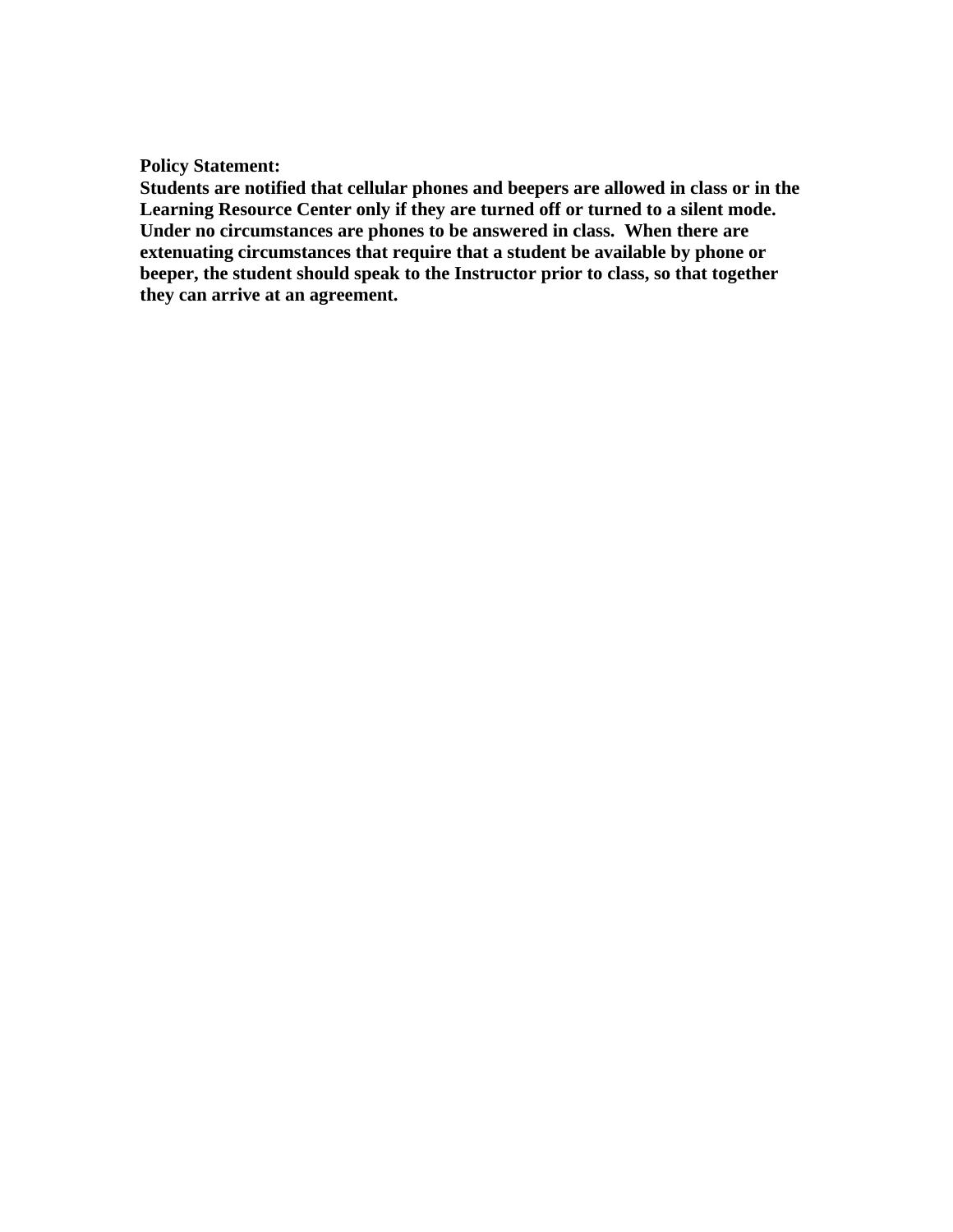**Policy Statement:**

**Students are notified that cellular phones and beepers are allowed in class or in the Learning Resource Center only if they are turned off or turned to a silent mode. Under no circumstances are phones to be answered in class. When there are extenuating circumstances that require that a student be available by phone or beeper, the student should speak to the Instructor prior to class, so that together they can arrive at an agreement.**